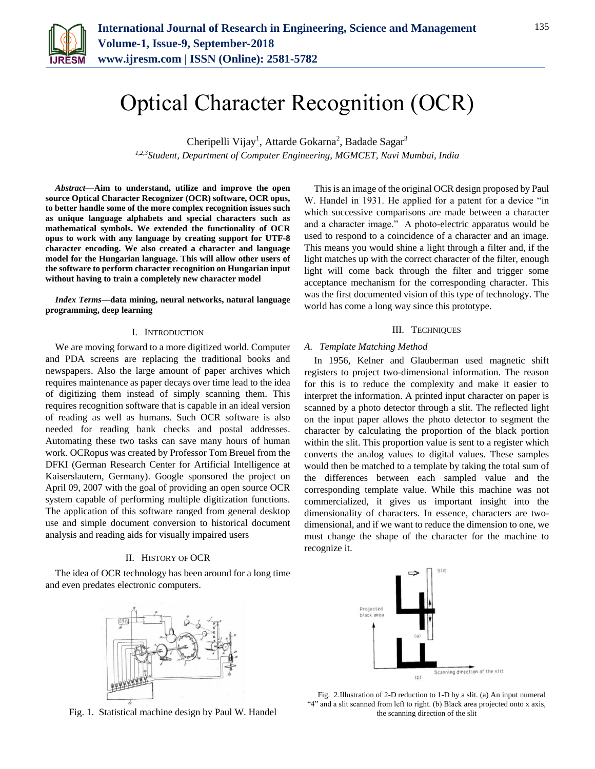# Optical Character Recognition (OCR)

Cheripelli Vijay[1], Attarde Gokarna[2], Badade Sagar[3]

[1,2,3]*Student, Department of Computer Engineering, MGMCET, Navi Mumbai, India*

***Abstract*—Aim to understand, utilize and improve the open source Optical Character Recognizer (OCR) software, OCR opus, to better handle some of the more complex recognition issues such as unique language alphabets and special characters such as mathematical symbols. We extended the functionality of OCR opus to work with any language by creating support for UTF-8 character encoding. We also created a character and language model for the Hungarian language. This will allow other users of the software to perform character recognition on Hungarian input without having to train a completely new character model**

***Index Terms*—data mining, neural networks, natural language programming, deep learning**

## I. Introduction

We are moving forward to a more digitized world. Computer and PDA screens are replacing the traditional books and newspapers. Also the large amount of paper archives which requires maintenance as paper decays over time lead to the idea of digitizing them instead of simply scanning them. This requires recognition software that is capable in an ideal version of reading as well as humans. Such OCR software is also needed for reading bank checks and postal addresses. Automating these two tasks can save many hours of human work. OCRopus was created by Professor Tom Breuel from the DFKI (German Research Center for Artificial Intelligence at Kaiserslautern, Germany). Google sponsored the project on April 09, 2007 with the goal of providing an open source OCR system capable of performing multiple digitization functions. The application of this software ranged from general desktop use and simple document conversion to historical document analysis and reading aids for visually impaired users

## II. History of OCR

The idea of OCR technology has been around for a long time and even predates electronic computers.

Fig. 1. Statistical machine design by Paul W. Handel

This is an image of the original OCR design proposed by Paul W. Handel in 1931. He applied for a patent for a device "in which successive comparisons are made between a character and a character image." A photo-electric apparatus would be used to respond to a coincidence of a character and an image. This means you would shine a light through a filter and, if the light matches up with the correct character of the filter, enough light will come back through the filter and trigger some acceptance mechanism for the corresponding character. This was the first documented vision of this type of technology. The world has come a long way since this prototype.

## III. Techniques

### A. Template Matching Method

In 1956, Kelner and Glauberman used magnetic shift registers to project two-dimensional information. The reason for this is to reduce the complexity and make it easier to interpret the information. A printed input character on paper is scanned by a photo detector through a slit. The reflected light on the input paper allows the photo detector to segment the character by calculating the proportion of the black portion within the slit. This proportion value is sent to a register which converts the analog values to digital values. These samples would then be matched to a template by taking the total sum of the differences between each sampled value and the corresponding template value. While this machine was not commercialized, it gives us important insight into the dimensionality of characters. In essence, characters are two-dimensional, and if we want to reduce the dimension to one, we must change the shape of the character for the machine to recognize it.

Slit

Projected black area

(a)

(b)

Scanning direction of the slit

Fig. 2.Illustration of 2-D reduction to 1-D by a slit. (a) An input numeral "4" and a slit scanned from left to right. (b) Black area projected onto x axis, the scanning direction of the slit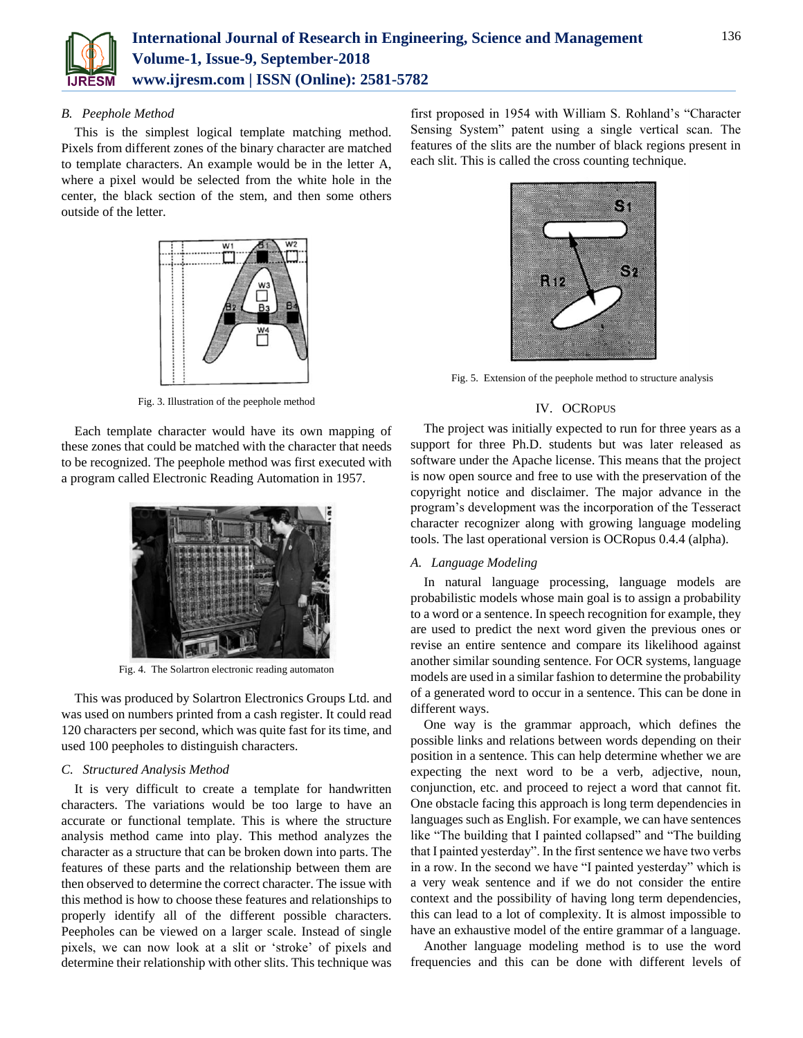### B. Peephole Method

This is the simplest logical template matching method. Pixels from different zones of the binary character are matched to template characters. An example would be in the letter A, where a pixel would be selected from the white hole in the center, the black section of the stem, and then some others outside of the letter.

Fig. 3. Illustration of the peephole method

Each template character would have its own mapping of these zones that could be matched with the character that needs to be recognized. The peephole method was first executed with a program called Electronic Reading Automation in 1957.

Fig. 4. The Solartron electronic reading automaton

This was produced by Solartron Electronics Groups Ltd. and was used on numbers printed from a cash register. It could read 120 characters per second, which was quite fast for its time, and used 100 peepholes to distinguish characters.

### C. Structured Analysis Method

It is very difficult to create a template for handwritten characters. The variations would be too large to have an accurate or functional template. This is where the structure analysis method came into play. This method analyzes the character as a structure that can be broken down into parts. The features of these parts and the relationship between them are then observed to determine the correct character. The issue with this method is how to choose these features and relationships to properly identify all of the different possible characters. Peepholes can be viewed on a larger scale. Instead of single pixels, we can now look at a slit or 'stroke' of pixels and determine their relationship with other slits. This technique was first proposed in 1954 with William S. Rohland's "Character Sensing System" patent using a single vertical scan. The features of the slits are the number of black regions present in each slit. This is called the cross counting technique.

Fig. 5. Extension of the peephole method to structure analysis

## IV. OCROPUS

The project was initially expected to run for three years as a support for three Ph.D. students but was later released as software under the Apache license. This means that the project is now open source and free to use with the preservation of the copyright notice and disclaimer. The major advance in the program's development was the incorporation of the Tesseract character recognizer along with growing language modeling tools. The last operational version is OCRopus 0.4.4 (alpha).

### A. Language Modeling

In natural language processing, language models are probabilistic models whose main goal is to assign a probability to a word or a sentence. In speech recognition for example, they are used to predict the next word given the previous ones or revise an entire sentence and compare its likelihood against another similar sounding sentence. For OCR systems, language models are used in a similar fashion to determine the probability of a generated word to occur in a sentence. This can be done in different ways.

One way is the grammar approach, which defines the possible links and relations between words depending on their position in a sentence. This can help determine whether we are expecting the next word to be a verb, adjective, noun, conjunction, etc. and proceed to reject a word that cannot fit. One obstacle facing this approach is long term dependencies in languages such as English. For example, we can have sentences like "The building that I painted collapsed" and "The building that I painted yesterday". In the first sentence we have two verbs in a row. In the second we have "I painted yesterday" which is a very weak sentence and if we do not consider the entire context and the possibility of having long term dependencies, this can lead to a lot of complexity. It is almost impossible to have an exhaustive model of the entire grammar of a language.

Another language modeling method is to use the word frequencies and this can be done with different levels of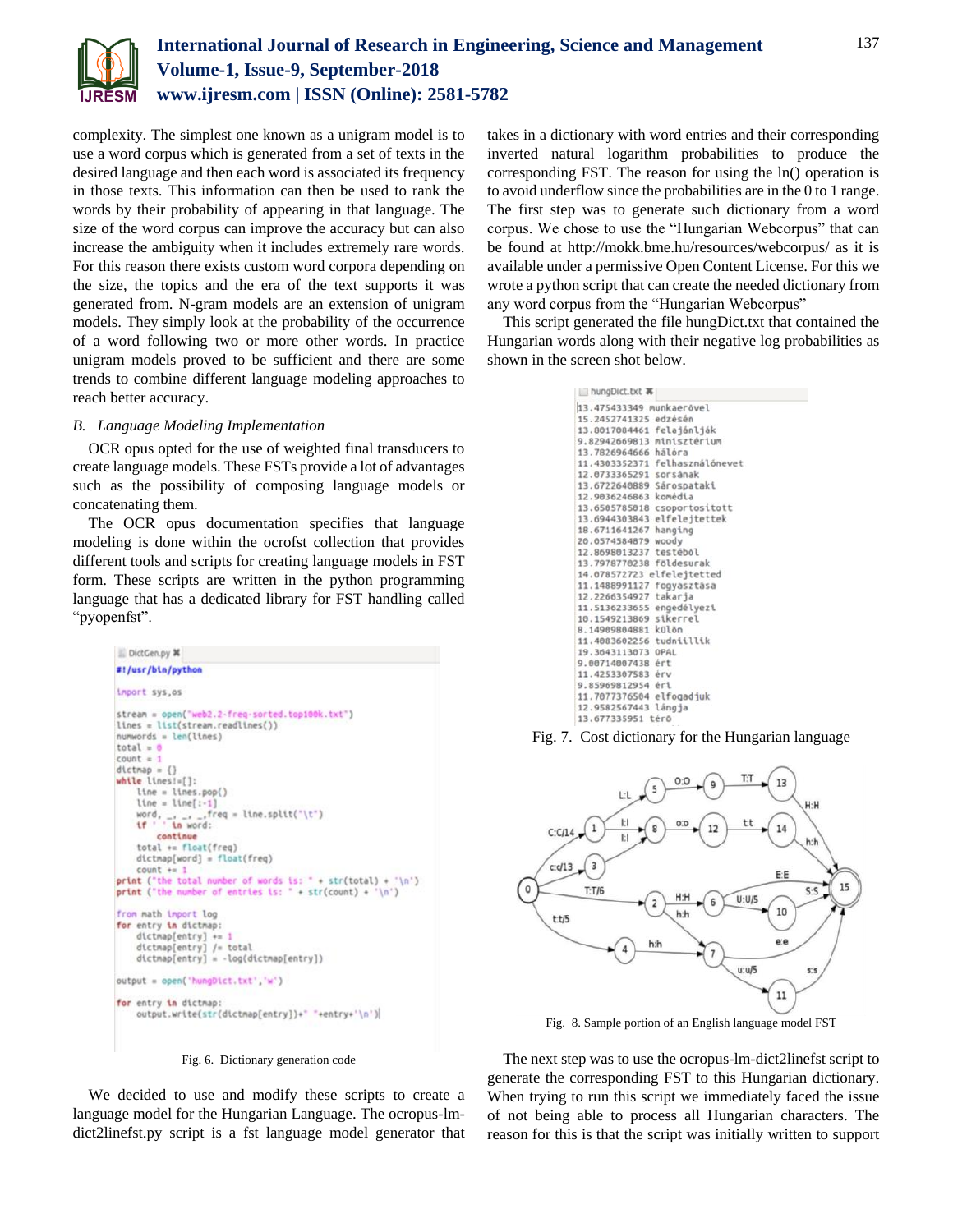complexity. The simplest one known as a unigram model is to use a word corpus which is generated from a set of texts in the desired language and then each word is associated its frequency in those texts. This information can then be used to rank the words by their probability of appearing in that language. The size of the word corpus can improve the accuracy but can also increase the ambiguity when it includes extremely rare words. For this reason there exists custom word corpora depending on the size, the topics and the era of the text supports it was generated from. N-gram models are an extension of unigram models. They simply look at the probability of the occurrence of a word following two or more other words. In practice unigram models proved to be sufficient and there are some trends to combine different language modeling approaches to reach better accuracy.

### *B. Language Modeling Implementation*

OCR opus opted for the use of weighted final transducers to create language models. These FSTs provide a lot of advantages such as the possibility of composing language models or concatenating them.

The OCR opus documentation specifies that language modeling is done within the ocrofst collection that provides different tools and scripts for creating language models in FST form. These scripts are written in the python programming language that has a dedicated library for FST handling called "pyopenfst".

```
#!/usr/bin/python

import sys,os

stream = open("web2.2-freq-sorted.top100k.txt")
lines = list(stream.readlines())
numwords = len(lines)
total = 0
count = 1
dictmap = {}
while lines!=[]:
    line = lines.pop()
    line = line[:-1]
    word, _, _, _,freq = line.split("\t")
    if ' ' in word:
        continue
    total += float(freq)
    dictmap[word] = float(freq)
    count += 1
print ("the total number of words is: " + str(total) + '\n')
print ("the number of entries is: " + str(count) + '\n')

from math import log
for entry in dictmap:
    dictmap[entry] += 1
    dictmap[entry] /= total
    dictmap[entry] = -log(dictmap[entry])

output = open('hungDict.txt','w')

for entry in dictmap:
    output.write(str(dictmap[entry])+" "+entry+'\n')
```

Fig. 6. Dictionary generation code

We decided to use and modify these scripts to create a language model for the Hungarian Language. The ocropus-lm-dict2linefst.py script is a fst language model generator that takes in a dictionary with word entries and their corresponding inverted natural logarithm probabilities to produce the corresponding FST. The reason for using the ln() operation is to avoid underflow since the probabilities are in the 0 to 1 range. The first step was to generate such dictionary from a word corpus. We chose to use the "Hungarian Webcorpus" that can be found at http://mokk.bme.hu/resources/webcorpus/ as it is available under a permissive Open Content License. For this we wrote a python script that can create the needed dictionary from any word corpus from the "Hungarian Webcorpus"

This script generated the file hungDict.txt that contained the Hungarian words along with their negative log probabilities as shown in the screen shot below.

```
13.475433349 munkaerővel
15.2452741325 edzésén
13.8017084461 felajánlják
9.82942669813 minisztérium
13.7826964666 hálóra
11.4303352371 felhasználónevet
12.0733365291 sorsának
13.6722640889 Sárospataki
12.9036246863 komédia
13.6505785018 csoportosított
13.6944303843 elfelejtettek
18.6711641267 hanging
20.0574584879 woody
12.8698013237 testéből
13.7978770238 földesurak
14.078572723 elfelejtetted
11.1488991127 fogyasztása
12.2266354927 takarja
11.5136233655 engedélyezi
10.1549213869 sikerrel
8.14909804881 külön
11.4083602256 tudniillik
19.3643113073 OPAL
9.00714007438 ért
11.4253307583 érv
9.85969812954 éri
11.7077376504 elfogadjuk
12.9582567443 lángja
13.677335951 térő
```

Fig. 7. Cost dictionary for the Hungarian language

Fig. 8. Sample portion of an English language model FST

The next step was to use the ocropus-lm-dict2linefst script to generate the corresponding FST to this Hungarian dictionary. When trying to run this script we immediately faced the issue of not being able to process all Hungarian characters. The reason for this is that the script was initially written to support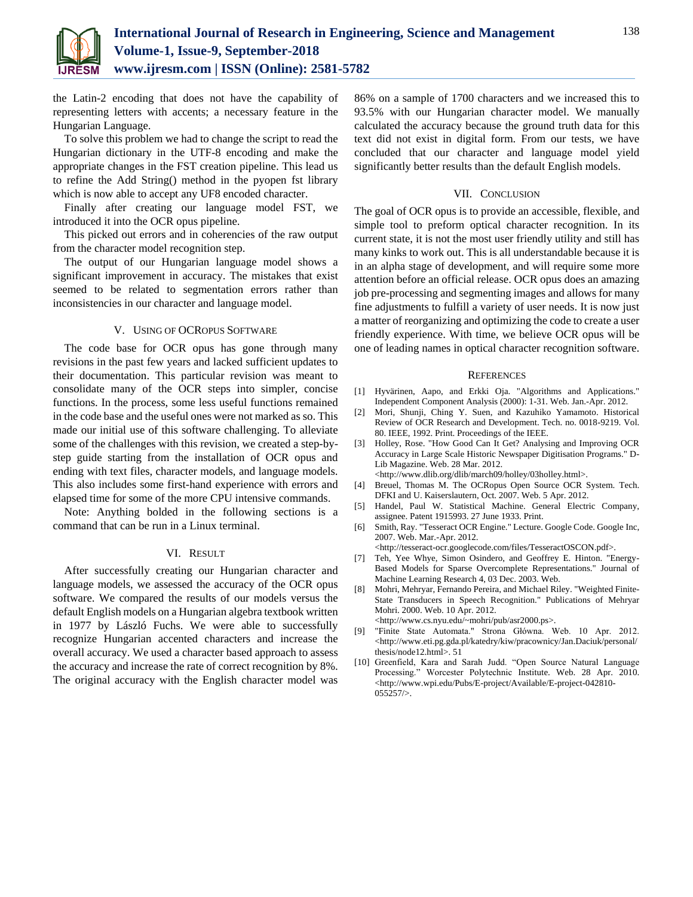the Latin-2 encoding that does not have the capability of representing letters with accents; a necessary feature in the Hungarian Language.

To solve this problem we had to change the script to read the Hungarian dictionary in the UTF-8 encoding and make the appropriate changes in the FST creation pipeline. This lead us to refine the Add String() method in the pyopen fst library which is now able to accept any UF8 encoded character.

Finally after creating our language model FST, we introduced it into the OCR opus pipeline.

This picked out errors and in coherencies of the raw output from the character model recognition step.

The output of our Hungarian language model shows a significant improvement in accuracy. The mistakes that exist seemed to be related to segmentation errors rather than inconsistencies in our character and language model.

## V. Using of OCRopus Software

The code base for OCR opus has gone through many revisions in the past few years and lacked sufficient updates to their documentation. This particular revision was meant to consolidate many of the OCR steps into simpler, concise functions. In the process, some less useful functions remained in the code base and the useful ones were not marked as so. This made our initial use of this software challenging. To alleviate some of the challenges with this revision, we created a step-by-step guide starting from the installation of OCR opus and ending with text files, character models, and language models. This also includes some first-hand experience with errors and elapsed time for some of the more CPU intensive commands.

Note: Anything bolded in the following sections is a command that can be run in a Linux terminal.

## VI. Result

After successfully creating our Hungarian character and language models, we assessed the accuracy of the OCR opus software. We compared the results of our models versus the default English models on a Hungarian algebra textbook written in 1977 by László Fuchs. We were able to successfully recognize Hungarian accented characters and increase the overall accuracy. We used a character based approach to assess the accuracy and increase the rate of correct recognition by 8%. The original accuracy with the English character model was 86% on a sample of 1700 characters and we increased this to 93.5% with our Hungarian character model. We manually calculated the accuracy because the ground truth data for this text did not exist in digital form. From our tests, we have concluded that our character and language model yield significantly better results than the default English models.

## VII. Conclusion

The goal of OCR opus is to provide an accessible, flexible, and simple tool to preform optical character recognition. In its current state, it is not the most user friendly utility and still has many kinks to work out. This is all understandable because it is in an alpha stage of development, and will require some more attention before an official release. OCR opus does an amazing job pre-processing and segmenting images and allows for many fine adjustments to fulfill a variety of user needs. It is now just a matter of reorganizing and optimizing the code to create a user friendly experience. With time, we believe OCR opus will be one of leading names in optical character recognition software.

## References

[1] Hyvärinen, Aapo, and Erkki Oja. "Algorithms and Applications." Independent Component Analysis (2000): 1-31. Web. Jan.-Apr. 2012.

[2] Mori, Shunji, Ching Y. Suen, and Kazuhiko Yamamoto. Historical Review of OCR Research and Development. Tech. no. 0018-9219. Vol. 80. IEEE, 1992. Print. Proceedings of the IEEE.

[3] Holley, Rose. "How Good Can It Get? Analysing and Improving OCR Accuracy in Large Scale Historic Newspaper Digitisation Programs." D-Lib Magazine. Web. 28 Mar. 2012. <http://www.dlib.org/dlib/march09/holley/03holley.html>.

[4] Breuel, Thomas M. The OCRopus Open Source OCR System. Tech. DFKI and U. Kaiserslautern, Oct. 2007. Web. 5 Apr. 2012.

[5] Handel, Paul W. Statistical Machine. General Electric Company, assignee. Patent 1915993. 27 June 1933. Print.

[6] Smith, Ray. "Tesseract OCR Engine." Lecture. Google Code. Google Inc, 2007. Web. Mar.-Apr. 2012. <http://tesseract-ocr.googlecode.com/files/TesseractOSCON.pdf>.

[7] Teh, Yee Whye, Simon Osindero, and Geoffrey E. Hinton. "Energy-Based Models for Sparse Overcomplete Representations." Journal of Machine Learning Research 4, 03 Dec. 2003. Web.

[8] Mohri, Mehryar, Fernando Pereira, and Michael Riley. "Weighted Finite-State Transducers in Speech Recognition." Publications of Mehryar Mohri. 2000. Web. 10 Apr. 2012. <http://www.cs.nyu.edu/~mohri/pub/asr2000.ps>.

[9] "Finite State Automata." Strona Główna. Web. 10 Apr. 2012. <http://www.eti.pg.gda.pl/katedry/kiw/pracownicy/Jan.Daciuk/personal/thesis/node12.html>. 51

[10] Greenfield, Kara and Sarah Judd. "Open Source Natural Language Processing." Worcester Polytechnic Institute. Web. 28 Apr. 2010. <http://www.wpi.edu/Pubs/E-project/Available/E-project-042810-055257/>.